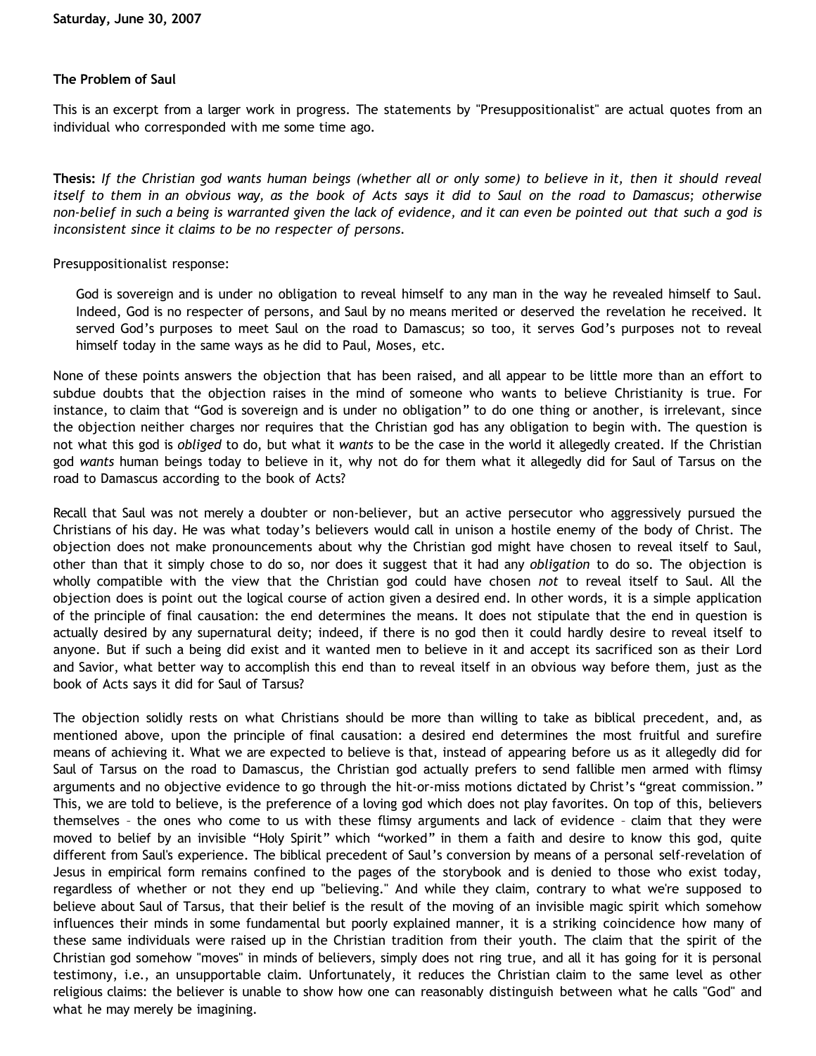**Saturday, June 30, 2007**

## The Problem of Saul

This is an excerpt from a larger work in progress. The statements by "Presuppositionalist" are actual quotes from an individual who corresponded with me some time ago.

**Thesis:** *If the Christian god wants human beings (whether all or only some) to believe in it, then it should reveal itself to them in an obvious way, as the book of Acts says it did to Saul on the road to Damascus; otherwise non-belief in such a being is warranted given the lack of evidence, and it can even be pointed out that such a god is inconsistent since it claims to be no respecter of persons.*

Presuppositionalist response:

> God is sovereign and is under no obligation to reveal himself to any man in the way he revealed himself to Saul. Indeed, God is no respecter of persons, and Saul by no means merited or deserved the revelation he received. It served God's purposes to meet Saul on the road to Damascus; so too, it serves God's purposes not to reveal himself today in the same ways as he did to Paul, Moses, etc.

None of these points answers the objection that has been raised, and all appear to be little more than an effort to subdue doubts that the objection raises in the mind of someone who wants to believe Christianity is true. For instance, to claim that "God is sovereign and is under no obligation" to do one thing or another, is irrelevant, since the objection neither charges nor requires that the Christian god has any obligation to begin with. The question is not what this god is *obliged* to do, but what it *wants* to be the case in the world it allegedly created. If the Christian god *wants* human beings today to believe in it, why not do for them what it allegedly did for Saul of Tarsus on the road to Damascus according to the book of Acts?

Recall that Saul was not merely a doubter or non-believer, but an active persecutor who aggressively pursued the Christians of his day. He was what today's believers would call in unison a hostile enemy of the body of Christ. The objection does not make pronouncements about why the Christian god might have chosen to reveal itself to Saul, other than that it simply chose to do so, nor does it suggest that it had any *obligation* to do so. The objection is wholly compatible with the view that the Christian god could have chosen *not* to reveal itself to Saul. All the objection does is point out the logical course of action given a desired end. In other words, it is a simple application of the principle of final causation: the end determines the means. It does not stipulate that the end in question is actually desired by any supernatural deity; indeed, if there is no god then it could hardly desire to reveal itself to anyone. But if such a being did exist and it wanted men to believe in it and accept its sacrificed son as their Lord and Savior, what better way to accomplish this end than to reveal itself in an obvious way before them, just as the book of Acts says it did for Saul of Tarsus?

The objection solidly rests on what Christians should be more than willing to take as biblical precedent, and, as mentioned above, upon the principle of final causation: a desired end determines the most fruitful and surefire means of achieving it. What we are expected to believe is that, instead of appearing before us as it allegedly did for Saul of Tarsus on the road to Damascus, the Christian god actually prefers to send fallible men armed with flimsy arguments and no objective evidence to go through the hit-or-miss motions dictated by Christ's "great commission." This, we are told to believe, is the preference of a loving god which does not play favorites. On top of this, believers themselves – the ones who come to us with these flimsy arguments and lack of evidence – claim that they were moved to belief by an invisible "Holy Spirit" which "worked" in them a faith and desire to know this god, quite different from Saul's experience. The biblical precedent of Saul's conversion by means of a personal self-revelation of Jesus in empirical form remains confined to the pages of the storybook and is denied to those who exist today, regardless of whether or not they end up "believing." And while they claim, contrary to what we're supposed to believe about Saul of Tarsus, that their belief is the result of the moving of an invisible magic spirit which somehow influences their minds in some fundamental but poorly explained manner, it is a striking coincidence how many of these same individuals were raised up in the Christian tradition from their youth. The claim that the spirit of the Christian god somehow "moves" in minds of believers, simply does not ring true, and all it has going for it is personal testimony, i.e., an unsupportable claim. Unfortunately, it reduces the Christian claim to the same level as other religious claims: the believer is unable to show how one can reasonably distinguish between what he calls "God" and what he may merely be imagining.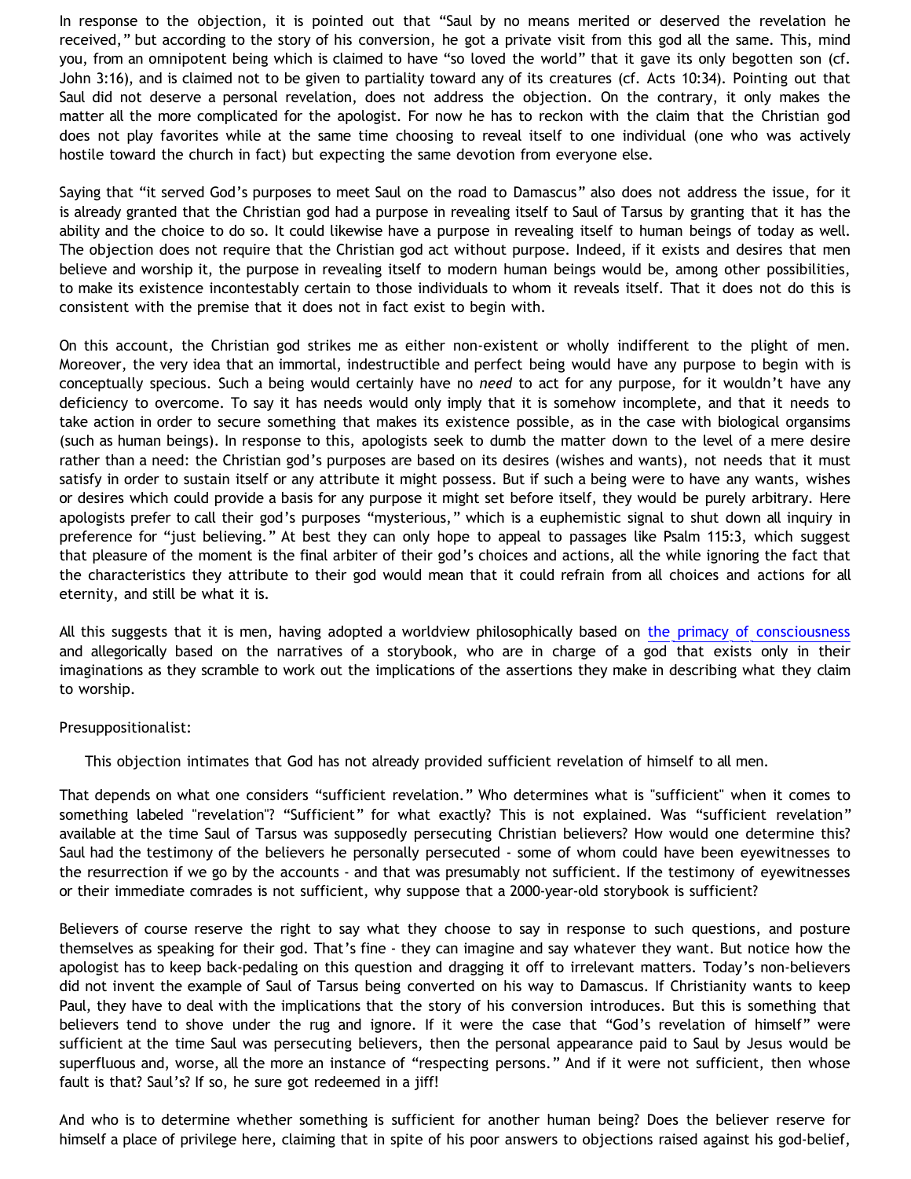In response to the objection, it is pointed out that "Saul by no means merited or deserved the revelation he received," but according to the story of his conversion, he got a private visit from this god all the same. This, mind you, from an omnipotent being which is claimed to have "so loved the world" that it gave its only begotten son (cf. John 3:16), and is claimed not to be given to partiality toward any of its creatures (cf. Acts 10:34). Pointing out that Saul did not deserve a personal revelation, does not address the objection. On the contrary, it only makes the matter all the more complicated for the apologist. For now he has to reckon with the claim that the Christian god does not play favorites while at the same time choosing to reveal itself to one individual (one who was actively hostile toward the church in fact) but expecting the same devotion from everyone else.

Saying that "it served God's purposes to meet Saul on the road to Damascus" also does not address the issue, for it is already granted that the Christian god had a purpose in revealing itself to Saul of Tarsus by granting that it has the ability and the choice to do so. It could likewise have a purpose in revealing itself to human beings of today as well. The objection does not require that the Christian god act without purpose. Indeed, if it exists and desires that men believe and worship it, the purpose in revealing itself to modern human beings would be, among other possibilities, to make its existence incontestably certain to those individuals to whom it reveals itself. That it does not do this is consistent with the premise that it does not in fact exist to begin with.

On this account, the Christian god strikes me as either non-existent or wholly indifferent to the plight of men. Moreover, the very idea that an immortal, indestructible and perfect being would have any purpose to begin with is conceptually specious. Such a being would certainly have no *need* to act for any purpose, for it wouldn't have any deficiency to overcome. To say it has needs would only imply that it is somehow incomplete, and that it needs to take action in order to secure something that makes its existence possible, as in the case with biological organsims (such as human beings). In response to this, apologists seek to dumb the matter down to the level of a mere desire rather than a need: the Christian god's purposes are based on its desires (wishes and wants), not needs that it must satisfy in order to sustain itself or any attribute it might possess. But if such a being were to have any wants, wishes or desires which could provide a basis for any purpose it might set before itself, they would be purely arbitrary. Here apologists prefer to call their god's purposes "mysterious," which is a euphemistic signal to shut down all inquiry in preference for "just believing." At best they can only hope to appeal to passages like Psalm 115:3, which suggest that pleasure of the moment is the final arbiter of their god's choices and actions, all the while ignoring the fact that the characteristics they attribute to their god would mean that it could refrain from all choices and actions for all eternity, and still be what it is.

All this suggests that it is men, having adopted a worldview philosophically based on the primacy of consciousness and allegorically based on the narratives of a storybook, who are in charge of a god that exists only in their imaginations as they scramble to work out the implications of the assertions they make in describing what they claim to worship.

Presuppositionalist:

> This objection intimates that God has not already provided sufficient revelation of himself to all men.

That depends on what one considers "sufficient revelation." Who determines what is "sufficient" when it comes to something labeled "revelation"? "Sufficient" for what exactly? This is not explained. Was "sufficient revelation" available at the time Saul of Tarsus was supposedly persecuting Christian believers? How would one determine this? Saul had the testimony of the believers he personally persecuted - some of whom could have been eyewitnesses to the resurrection if we go by the accounts - and that was presumably not sufficient. If the testimony of eyewitnesses or their immediate comrades is not sufficient, why suppose that a 2000-year-old storybook is sufficient?

Believers of course reserve the right to say what they choose to say in response to such questions, and posture themselves as speaking for their god. That's fine - they can imagine and say whatever they want. But notice how the apologist has to keep back-pedaling on this question and dragging it off to irrelevant matters. Today's non-believers did not invent the example of Saul of Tarsus being converted on his way to Damascus. If Christianity wants to keep Paul, they have to deal with the implications that the story of his conversion introduces. But this is something that believers tend to shove under the rug and ignore. If it were the case that "God's revelation of himself" were sufficient at the time Saul was persecuting believers, then the personal appearance paid to Saul by Jesus would be superfluous and, worse, all the more an instance of "respecting persons." And if it were not sufficient, then whose fault is that? Saul's? If so, he sure got redeemed in a jiff!

And who is to determine whether something is sufficient for another human being? Does the believer reserve for himself a place of privilege here, claiming that in spite of his poor answers to objections raised against his god-belief,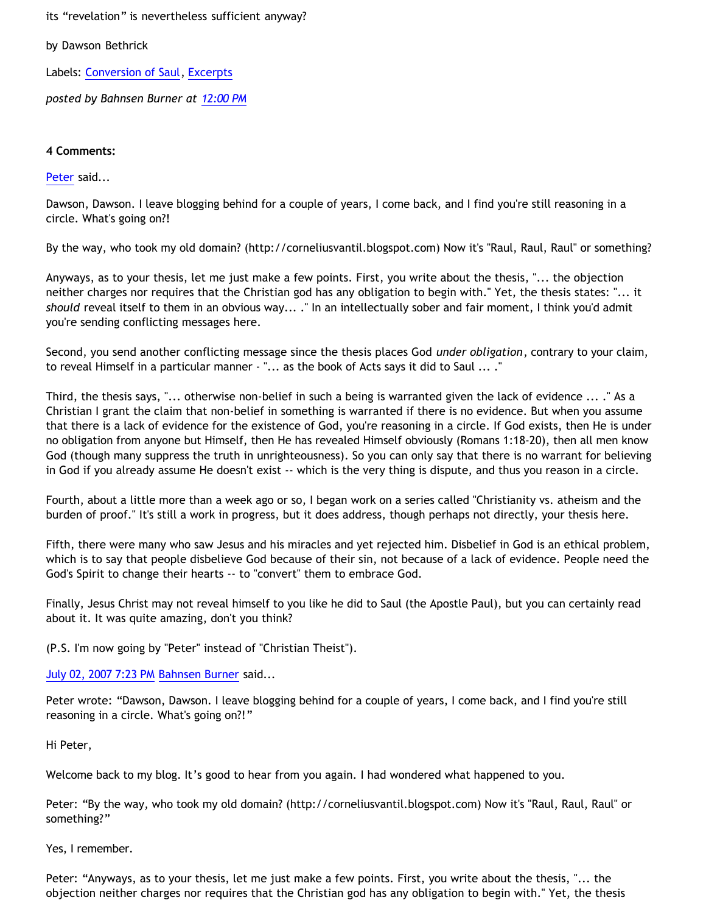its “revelation” is nevertheless sufficient anyway?

by Dawson Bethrick

Labels: Conversion of Saul, Excerpts

*posted by Bahnsen Burner at 12:00 PM*

**4 Comments:**

Peter said...

Dawson, Dawson. I leave blogging behind for a couple of years, I come back, and I find you're still reasoning in a circle. What's going on?!

By the way, who took my old domain? (http://corneliusvantil.blogspot.com) Now it's "Raul, Raul, Raul" or something?

Anyways, as to your thesis, let me just make a few points. First, you write about the thesis, "... the objection neither charges nor requires that the Christian god has any obligation to begin with." Yet, the thesis states: "... it *should* reveal itself to them in an obvious way... ." In an intellectually sober and fair moment, I think you'd admit you're sending conflicting messages here.

Second, you send another conflicting message since the thesis places God *under obligation*, contrary to your claim, to reveal Himself in a particular manner - "... as the book of Acts says it did to Saul ... ."

Third, the thesis says, "... otherwise non-belief in such a being is warranted given the lack of evidence ... ." As a Christian I grant the claim that non-belief in something is warranted if there is no evidence. But when you assume that there is a lack of evidence for the existence of God, you're reasoning in a circle. If God exists, then He is under no obligation from anyone but Himself, then He has revealed Himself obviously (Romans 1:18-20), then all men know God (though many suppress the truth in unrighteousness). So you can only say that there is no warrant for believing in God if you already assume He doesn't exist -- which is the very thing is dispute, and thus you reason in a circle.

Fourth, about a little more than a week ago or so, I began work on a series called "Christianity vs. atheism and the burden of proof." It's still a work in progress, but it does address, though perhaps not directly, your thesis here.

Fifth, there were many who saw Jesus and his miracles and yet rejected him. Disbelief in God is an ethical problem, which is to say that people disbelieve God because of their sin, not because of a lack of evidence. People need the God's Spirit to change their hearts -- to "convert" them to embrace God.

Finally, Jesus Christ may not reveal himself to you like he did to Saul (the Apostle Paul), but you can certainly read about it. It was quite amazing, don't you think?

(P.S. I'm now going by "Peter" instead of "Christian Theist").

July 02, 2007 7:23 PM Bahnsen Burner said...

Peter wrote: “Dawson, Dawson. I leave blogging behind for a couple of years, I come back, and I find you're still reasoning in a circle. What's going on?!”

Hi Peter,

Welcome back to my blog. It’s good to hear from you again. I had wondered what happened to you.

Peter: “By the way, who took my old domain? (http://corneliusvantil.blogspot.com) Now it's "Raul, Raul, Raul" or something?”

Yes, I remember.

Peter: “Anyways, as to your thesis, let me just make a few points. First, you write about the thesis, "... the objection neither charges nor requires that the Christian god has any obligation to begin with." Yet, the thesis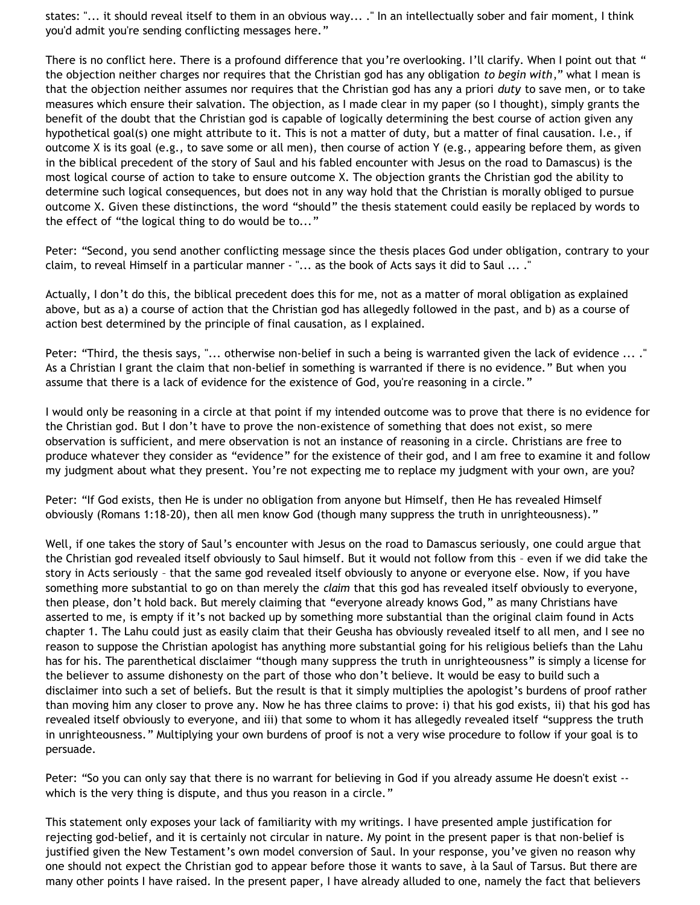states: "... it should reveal itself to them in an obvious way... ." In an intellectually sober and fair moment, I think you'd admit you're sending conflicting messages here."

There is no conflict here. There is a profound difference that you're overlooking. I'll clarify. When I point out that " the objection neither charges nor requires that the Christian god has any obligation *to begin with*," what I mean is that the objection neither assumes nor requires that the Christian god has any a priori *duty* to save men, or to take measures which ensure their salvation. The objection, as I made clear in my paper (so I thought), simply grants the benefit of the doubt that the Christian god is capable of logically determining the best course of action given any hypothetical goal(s) one might attribute to it. This is not a matter of duty, but a matter of final causation. I.e., if outcome X is its goal (e.g., to save some or all men), then course of action Y (e.g., appearing before them, as given in the biblical precedent of the story of Saul and his fabled encounter with Jesus on the road to Damascus) is the most logical course of action to take to ensure outcome X. The objection grants the Christian god the ability to determine such logical consequences, but does not in any way hold that the Christian is morally obliged to pursue outcome X. Given these distinctions, the word "should" the thesis statement could easily be replaced by words to the effect of "the logical thing to do would be to..."

Peter: "Second, you send another conflicting message since the thesis places God under obligation, contrary to your claim, to reveal Himself in a particular manner - "... as the book of Acts says it did to Saul ... ."

Actually, I don't do this, the biblical precedent does this for me, not as a matter of moral obligation as explained above, but as a) a course of action that the Christian god has allegedly followed in the past, and b) as a course of action best determined by the principle of final causation, as I explained.

Peter: "Third, the thesis says, "... otherwise non-belief in such a being is warranted given the lack of evidence ... ." As a Christian I grant the claim that non-belief in something is warranted if there is no evidence." But when you assume that there is a lack of evidence for the existence of God, you're reasoning in a circle."

I would only be reasoning in a circle at that point if my intended outcome was to prove that there is no evidence for the Christian god. But I don't have to prove the non-existence of something that does not exist, so mere observation is sufficient, and mere observation is not an instance of reasoning in a circle. Christians are free to produce whatever they consider as "evidence" for the existence of their god, and I am free to examine it and follow my judgment about what they present. You're not expecting me to replace my judgment with your own, are you?

Peter: "If God exists, then He is under no obligation from anyone but Himself, then He has revealed Himself obviously (Romans 1:18-20), then all men know God (though many suppress the truth in unrighteousness)."

Well, if one takes the story of Saul's encounter with Jesus on the road to Damascus seriously, one could argue that the Christian god revealed itself obviously to Saul himself. But it would not follow from this – even if we did take the story in Acts seriously – that the same god revealed itself obviously to anyone or everyone else. Now, if you have something more substantial to go on than merely the *claim* that this god has revealed itself obviously to everyone, then please, don't hold back. But merely claiming that "everyone already knows God," as many Christians have asserted to me, is empty if it's not backed up by something more substantial than the original claim found in Acts chapter 1. The Lahu could just as easily claim that their Geusha has obviously revealed itself to all men, and I see no reason to suppose the Christian apologist has anything more substantial going for his religious beliefs than the Lahu has for his. The parenthetical disclaimer "though many suppress the truth in unrighteousness" is simply a license for the believer to assume dishonesty on the part of those who don't believe. It would be easy to build such a disclaimer into such a set of beliefs. But the result is that it simply multiplies the apologist's burdens of proof rather than moving him any closer to prove any. Now he has three claims to prove: i) that his god exists, ii) that his god has revealed itself obviously to everyone, and iii) that some to whom it has allegedly revealed itself "suppress the truth in unrighteousness." Multiplying your own burdens of proof is not a very wise procedure to follow if your goal is to persuade.

Peter: "So you can only say that there is no warrant for believing in God if you already assume He doesn't exist -- which is the very thing is dispute, and thus you reason in a circle."

This statement only exposes your lack of familiarity with my writings. I have presented ample justification for rejecting god-belief, and it is certainly not circular in nature. My point in the present paper is that non-belief is justified given the New Testament's own model conversion of Saul. In your response, you've given no reason why one should not expect the Christian god to appear before those it wants to save, à la Saul of Tarsus. But there are many other points I have raised. In the present paper, I have already alluded to one, namely the fact that believers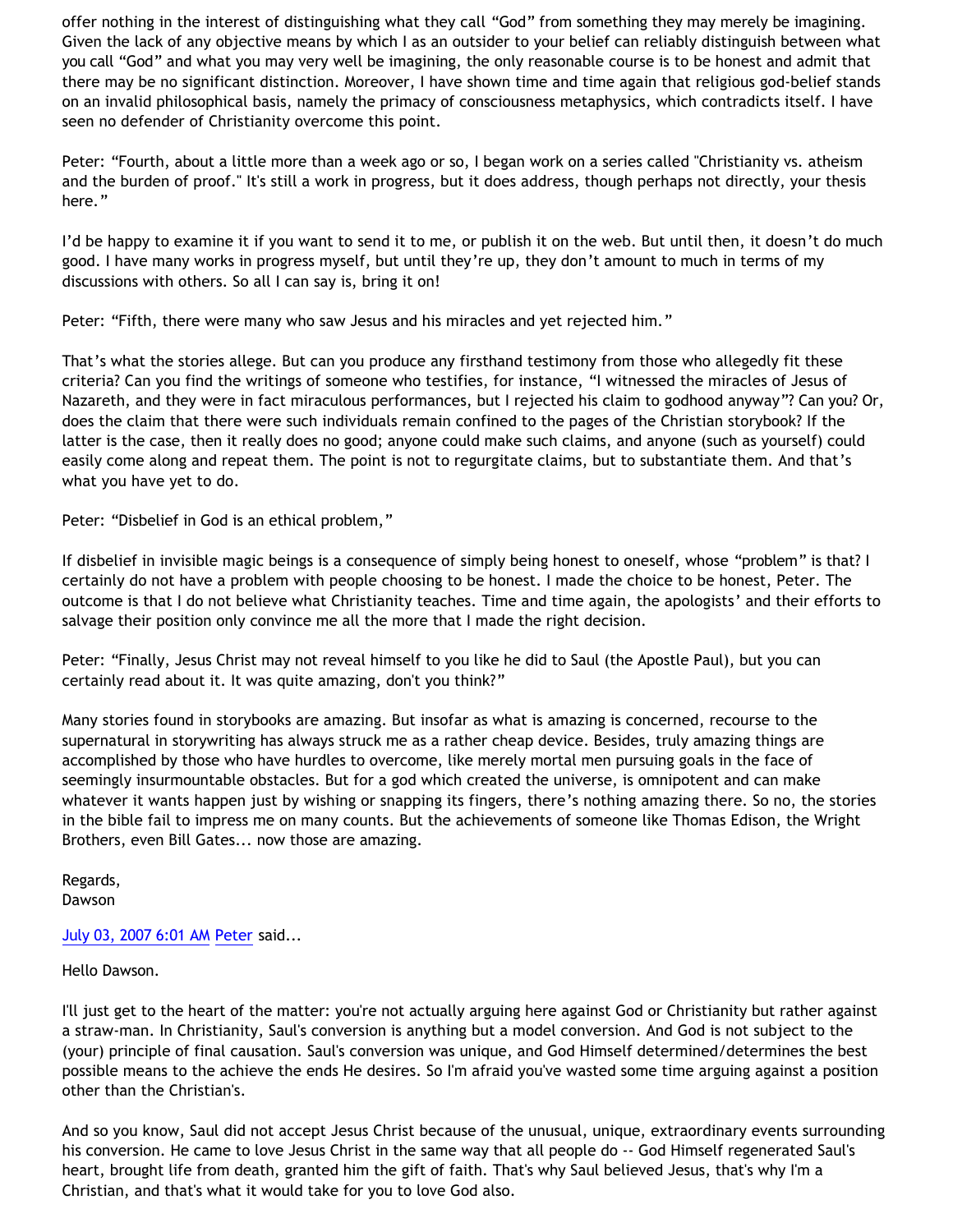offer nothing in the interest of distinguishing what they call "God" from something they may merely be imagining. Given the lack of any objective means by which I as an outsider to your belief can reliably distinguish between what you call "God" and what you may very well be imagining, the only reasonable course is to be honest and admit that there may be no significant distinction. Moreover, I have shown time and time again that religious god-belief stands on an invalid philosophical basis, namely the primacy of consciousness metaphysics, which contradicts itself. I have seen no defender of Christianity overcome this point.

Peter: "Fourth, about a little more than a week ago or so, I began work on a series called "Christianity vs. atheism and the burden of proof." It's still a work in progress, but it does address, though perhaps not directly, your thesis here."

I'd be happy to examine it if you want to send it to me, or publish it on the web. But until then, it doesn't do much good. I have many works in progress myself, but until they're up, they don't amount to much in terms of my discussions with others. So all I can say is, bring it on!

Peter: "Fifth, there were many who saw Jesus and his miracles and yet rejected him."

That's what the stories allege. But can you produce any firsthand testimony from those who allegedly fit these criteria? Can you find the writings of someone who testifies, for instance, "I witnessed the miracles of Jesus of Nazareth, and they were in fact miraculous performances, but I rejected his claim to godhood anyway"? Can you? Or, does the claim that there were such individuals remain confined to the pages of the Christian storybook? If the latter is the case, then it really does no good; anyone could make such claims, and anyone (such as yourself) could easily come along and repeat them. The point is not to regurgitate claims, but to substantiate them. And that's what you have yet to do.

Peter: "Disbelief in God is an ethical problem,"

If disbelief in invisible magic beings is a consequence of simply being honest to oneself, whose "problem" is that? I certainly do not have a problem with people choosing to be honest. I made the choice to be honest, Peter. The outcome is that I do not believe what Christianity teaches. Time and time again, the apologists' and their efforts to salvage their position only convince me all the more that I made the right decision.

Peter: "Finally, Jesus Christ may not reveal himself to you like he did to Saul (the Apostle Paul), but you can certainly read about it. It was quite amazing, don't you think?"

Many stories found in storybooks are amazing. But insofar as what is amazing is concerned, recourse to the supernatural in storywriting has always struck me as a rather cheap device. Besides, truly amazing things are accomplished by those who have hurdles to overcome, like merely mortal men pursuing goals in the face of seemingly insurmountable obstacles. But for a god which created the universe, is omnipotent and can make whatever it wants happen just by wishing or snapping its fingers, there's nothing amazing there. So no, the stories in the bible fail to impress me on many counts. But the achievements of someone like Thomas Edison, the Wright Brothers, even Bill Gates... now those are amazing.

Regards,
Dawson

July 03, 2007 6:01 AM Peter said...

Hello Dawson.

I'll just get to the heart of the matter: you're not actually arguing here against God or Christianity but rather against a straw-man. In Christianity, Saul's conversion is anything but a model conversion. And God is not subject to the (your) principle of final causation. Saul's conversion was unique, and God Himself determined/determines the best possible means to the achieve the ends He desires. So I'm afraid you've wasted some time arguing against a position other than the Christian's.

And so you know, Saul did not accept Jesus Christ because of the unusual, unique, extraordinary events surrounding his conversion. He came to love Jesus Christ in the same way that all people do -- God Himself regenerated Saul's heart, brought life from death, granted him the gift of faith. That's why Saul believed Jesus, that's why I'm a Christian, and that's what it would take for you to love God also.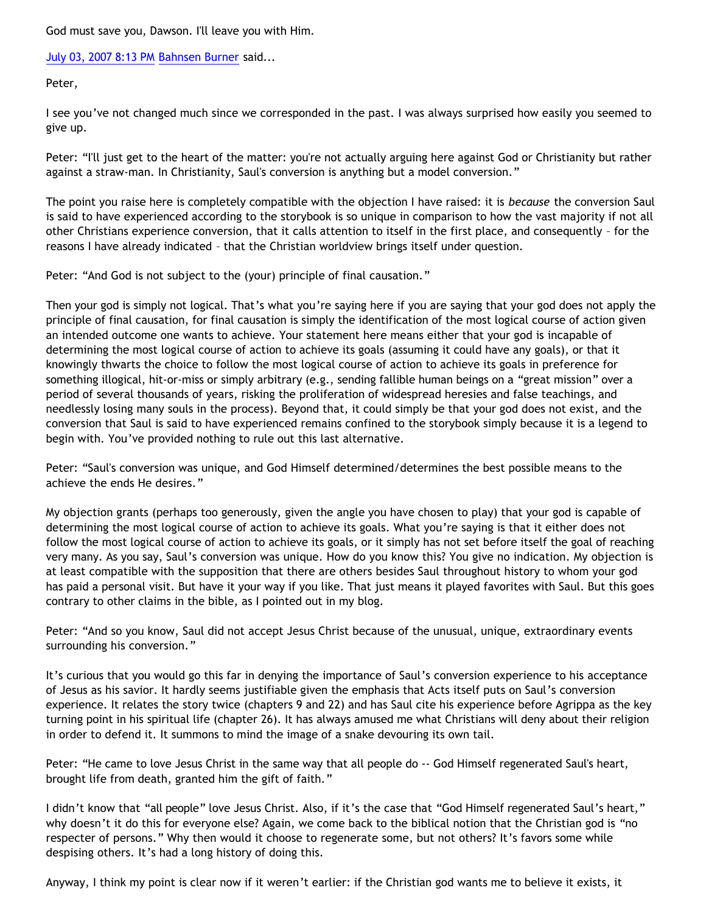God must save you, Dawson. I'll leave you with Him.

July 03, 2007 8:13 PM Bahnsen Burner said...

Peter,

I see you've not changed much since we corresponded in the past. I was always surprised how easily you seemed to give up.

Peter: "I'll just get to the heart of the matter: you're not actually arguing here against God or Christianity but rather against a straw-man. In Christianity, Saul's conversion is anything but a model conversion."

The point you raise here is completely compatible with the objection I have raised: it is *because* the conversion Saul is said to have experienced according to the storybook is so unique in comparison to how the vast majority if not all other Christians experience conversion, that it calls attention to itself in the first place, and consequently – for the reasons I have already indicated – that the Christian worldview brings itself under question.

Peter: "And God is not subject to the (your) principle of final causation."

Then your god is simply not logical. That's what you're saying here if you are saying that your god does not apply the principle of final causation, for final causation is simply the identification of the most logical course of action given an intended outcome one wants to achieve. Your statement here means either that your god is incapable of determining the most logical course of action to achieve its goals (assuming it could have any goals), or that it knowingly thwarts the choice to follow the most logical course of action to achieve its goals in preference for something illogical, hit-or-miss or simply arbitrary (e.g., sending fallible human beings on a "great mission" over a period of several thousands of years, risking the proliferation of widespread heresies and false teachings, and needlessly losing many souls in the process). Beyond that, it could simply be that your god does not exist, and the conversion that Saul is said to have experienced remains confined to the storybook simply because it is a legend to begin with. You've provided nothing to rule out this last alternative.

Peter: "Saul's conversion was unique, and God Himself determined/determines the best possible means to the achieve the ends He desires."

My objection grants (perhaps too generously, given the angle you have chosen to play) that your god is capable of determining the most logical course of action to achieve its goals. What you're saying is that it either does not follow the most logical course of action to achieve its goals, or it simply has not set before itself the goal of reaching very many. As you say, Saul's conversion was unique. How do you know this? You give no indication. My objection is at least compatible with the supposition that there are others besides Saul throughout history to whom your god has paid a personal visit. But have it your way if you like. That just means it played favorites with Saul. But this goes contrary to other claims in the bible, as I pointed out in my blog.

Peter: "And so you know, Saul did not accept Jesus Christ because of the unusual, unique, extraordinary events surrounding his conversion."

It's curious that you would go this far in denying the importance of Saul's conversion experience to his acceptance of Jesus as his savior. It hardly seems justifiable given the emphasis that Acts itself puts on Saul's conversion experience. It relates the story twice (chapters 9 and 22) and has Saul cite his experience before Agrippa as the key turning point in his spiritual life (chapter 26). It has always amused me what Christians will deny about their religion in order to defend it. It summons to mind the image of a snake devouring its own tail.

Peter: "He came to love Jesus Christ in the same way that all people do -- God Himself regenerated Saul's heart, brought life from death, granted him the gift of faith."

I didn't know that "all people" love Jesus Christ. Also, if it's the case that "God Himself regenerated Saul's heart," why doesn't it do this for everyone else? Again, we come back to the biblical notion that the Christian god is "no respecter of persons." Why then would it choose to regenerate some, but not others? It's favors some while despising others. It's had a long history of doing this.

Anyway, I think my point is clear now if it weren't earlier: if the Christian god wants me to believe it exists, it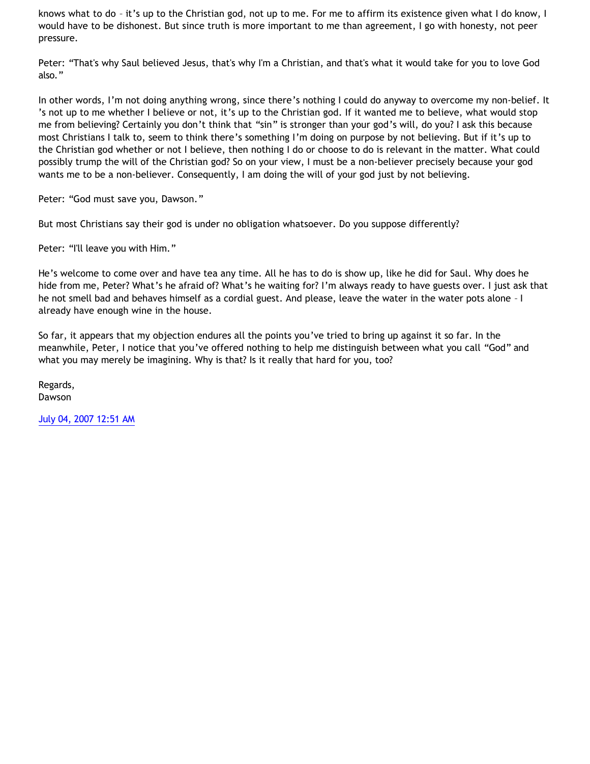knows what to do – it’s up to the Christian god, not up to me. For me to affirm its existence given what I do know, I would have to be dishonest. But since truth is more important to me than agreement, I go with honesty, not peer pressure.

Peter: “That's why Saul believed Jesus, that's why I'm a Christian, and that's what it would take for you to love God also.”

In other words, I’m not doing anything wrong, since there’s nothing I could do anyway to overcome my non-belief. It’s not up to me whether I believe or not, it’s up to the Christian god. If it wanted me to believe, what would stop me from believing? Certainly you don’t think that “sin” is stronger than your god’s will, do you? I ask this because most Christians I talk to, seem to think there’s something I’m doing on purpose by not believing. But if it’s up to the Christian god whether or not I believe, then nothing I do or choose to do is relevant in the matter. What could possibly trump the will of the Christian god? So on your view, I must be a non-believer precisely because your god wants me to be a non-believer. Consequently, I am doing the will of your god just by not believing.

Peter: “God must save you, Dawson.”

But most Christians say their god is under no obligation whatsoever. Do you suppose differently?

Peter: “I'll leave you with Him.”

He’s welcome to come over and have tea any time. All he has to do is show up, like he did for Saul. Why does he hide from me, Peter? What’s he afraid of? What’s he waiting for? I’m always ready to have guests over. I just ask that he not smell bad and behaves himself as a cordial guest. And please, leave the water in the water pots alone – I already have enough wine in the house.

So far, it appears that my objection endures all the points you’ve tried to bring up against it so far. In the meanwhile, Peter, I notice that you’ve offered nothing to help me distinguish between what you call “God” and what you may merely be imagining. Why is that? Is it really that hard for you, too?

Regards,
Dawson

July 04, 2007 12:51 AM